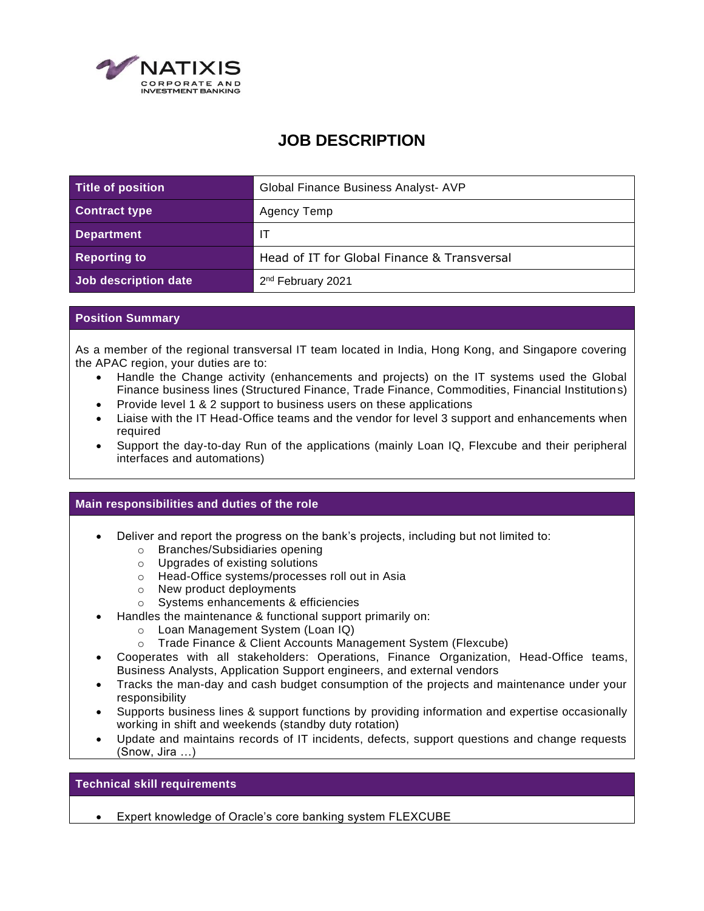NATIXIS CORPORATE AND INVESTMENT BANKING

# JOB DESCRIPTION

| Title of position | Global Finance Business Analyst- AVP |
| --- | --- |
| Contract type | Agency Temp |
| Department | IT |
| Reporting to | Head of IT for Global Finance & Transversal |
| Job description date | 2nd February 2021 |

## Position Summary

As a member of the regional transversal IT team located in India, Hong Kong, and Singapore covering the APAC region, your duties are to:

- Handle the Change activity (enhancements and projects) on the IT systems used the Global Finance business lines (Structured Finance, Trade Finance, Commodities, Financial Institutions)
- Provide level 1 & 2 support to business users on these applications
- Liaise with the IT Head-Office teams and the vendor for level 3 support and enhancements when required
- Support the day-to-day Run of the applications (mainly Loan IQ, Flexcube and their peripheral interfaces and automations)

## Main responsibilities and duties of the role

- Deliver and report the progress on the bank's projects, including but not limited to:
  - Branches/Subsidiaries opening
  - Upgrades of existing solutions
  - Head-Office systems/processes roll out in Asia
  - New product deployments
  - Systems enhancements & efficiencies
- Handles the maintenance & functional support primarily on:
  - Loan Management System (Loan IQ)
  - Trade Finance & Client Accounts Management System (Flexcube)
- Cooperates with all stakeholders: Operations, Finance Organization, Head-Office teams, Business Analysts, Application Support engineers, and external vendors
- Tracks the man-day and cash budget consumption of the projects and maintenance under your responsibility
- Supports business lines & support functions by providing information and expertise occasionally working in shift and weekends (standby duty rotation)
- Update and maintains records of IT incidents, defects, support questions and change requests (Snow, Jira …)

## Technical skill requirements

- Expert knowledge of Oracle's core banking system FLEXCUBE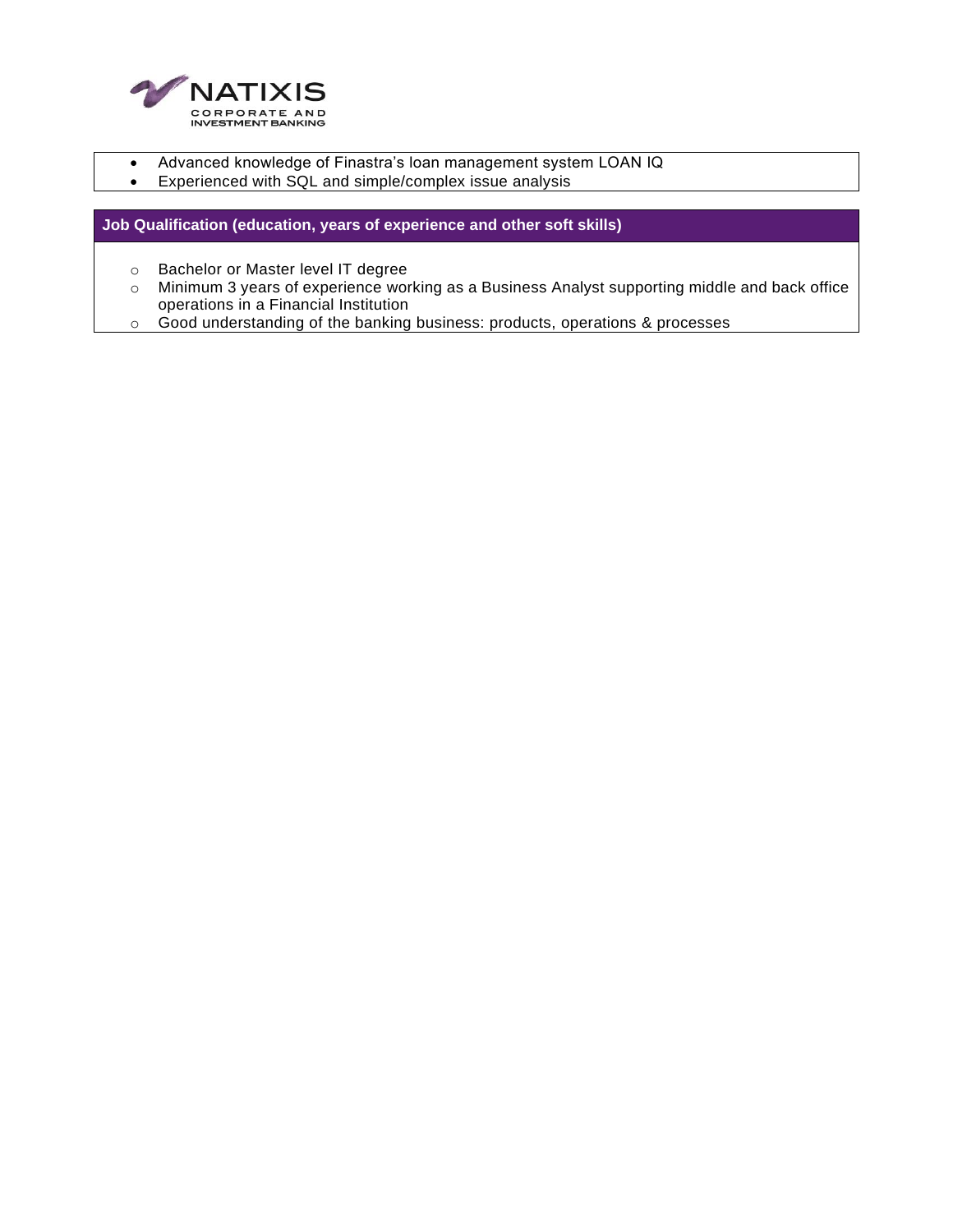- Advanced knowledge of Finastra's loan management system LOAN IQ
- Experienced with SQL and simple/complex issue analysis

## Job Qualification (education, years of experience and other soft skills)

- Bachelor or Master level IT degree
- Minimum 3 years of experience working as a Business Analyst supporting middle and back office operations in a Financial Institution
- Good understanding of the banking business: products, operations & processes